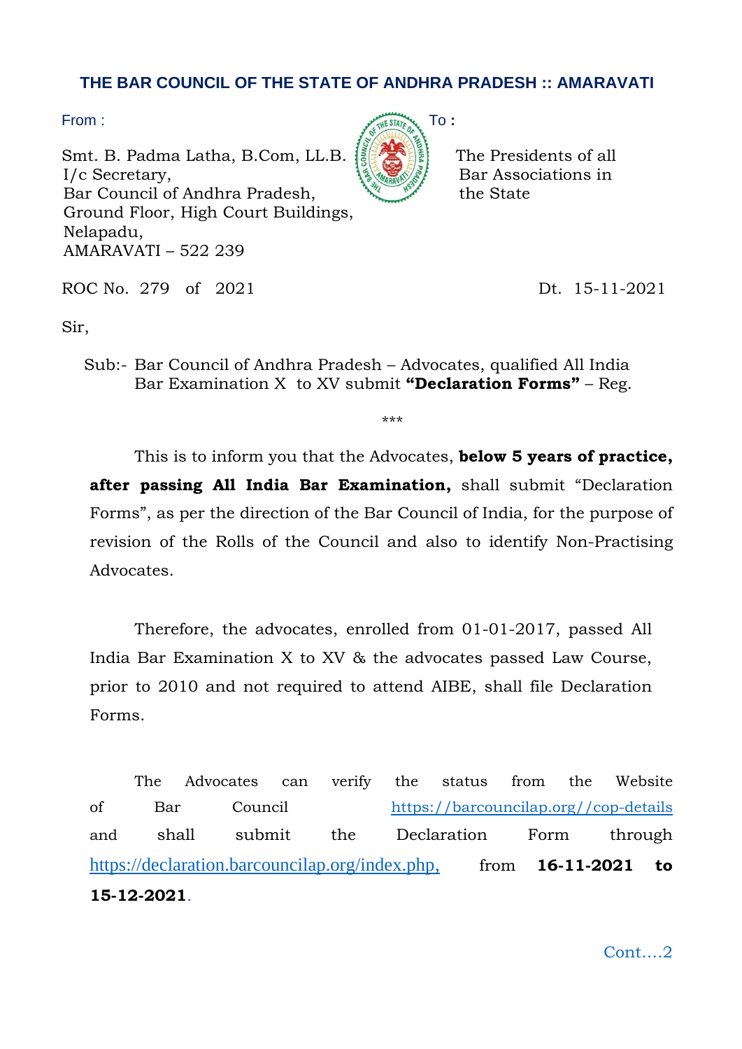# THE BAR COUNCIL OF THE STATE OF ANDHRA PRADESH :: AMARAVATI

From :

Smt. B. Padma Latha, B.Com, LL.B.
I/c Secretary,
Bar Council of Andhra Pradesh,
Ground Floor, High Court Buildings,
Nelapadu,
AMARAVATI – 522 239

To :

The Presidents of all
Bar Associations in
the State

ROC No. 279 of 2021 &nbsp;&nbsp;&nbsp;&nbsp;&nbsp;&nbsp;&nbsp;&nbsp;&nbsp;&nbsp;&nbsp;&nbsp;&nbsp;&nbsp;&nbsp;&nbsp;&nbsp;&nbsp;&nbsp;&nbsp; Dt. 15-11-2021

Sir,

Sub:- Bar Council of Andhra Pradesh – Advocates, qualified All India Bar Examination X to XV submit **"Declaration Forms"** – Reg.

\*\*\*

This is to inform you that the Advocates, **below 5 years of practice, after passing All India Bar Examination,** shall submit "Declaration Forms", as per the direction of the Bar Council of India, for the purpose of revision of the Rolls of the Council and also to identify Non-Practising Advocates.

Therefore, the advocates, enrolled from 01-01-2017, passed All India Bar Examination X to XV & the advocates passed Law Course, prior to 2010 and not required to attend AIBE, shall file Declaration Forms.

The Advocates can verify the status from the Website of Bar Council https://barcouncilap.org//cop-details and shall submit the Declaration Form through https://declaration.barcouncilap.org/index.php, from **16-11-2021 to 15-12-2021**.

Cont....2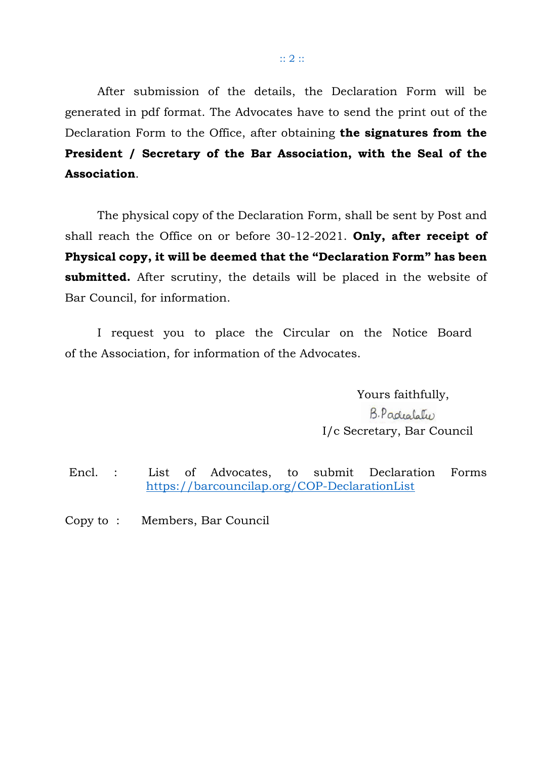After submission of the details, the Declaration Form will be generated in pdf format. The Advocates have to send the print out of the Declaration Form to the Office, after obtaining **the signatures from the President / Secretary of the Bar Association, with the Seal of the Association**.

The physical copy of the Declaration Form, shall be sent by Post and shall reach the Office on or before 30-12-2021. **Only, after receipt of Physical copy, it will be deemed that the "Declaration Form" has been submitted.** After scrutiny, the details will be placed in the website of Bar Council, for information.

I request you to place the Circular on the Notice Board of the Association, for information of the Advocates.

Yours faithfully,

B. Padmalatha

I/c Secretary, Bar Council

Encl. : List of Advocates, to submit Declaration Forms https://barcouncilap.org/COP-DeclarationList

Copy to : Members, Bar Council